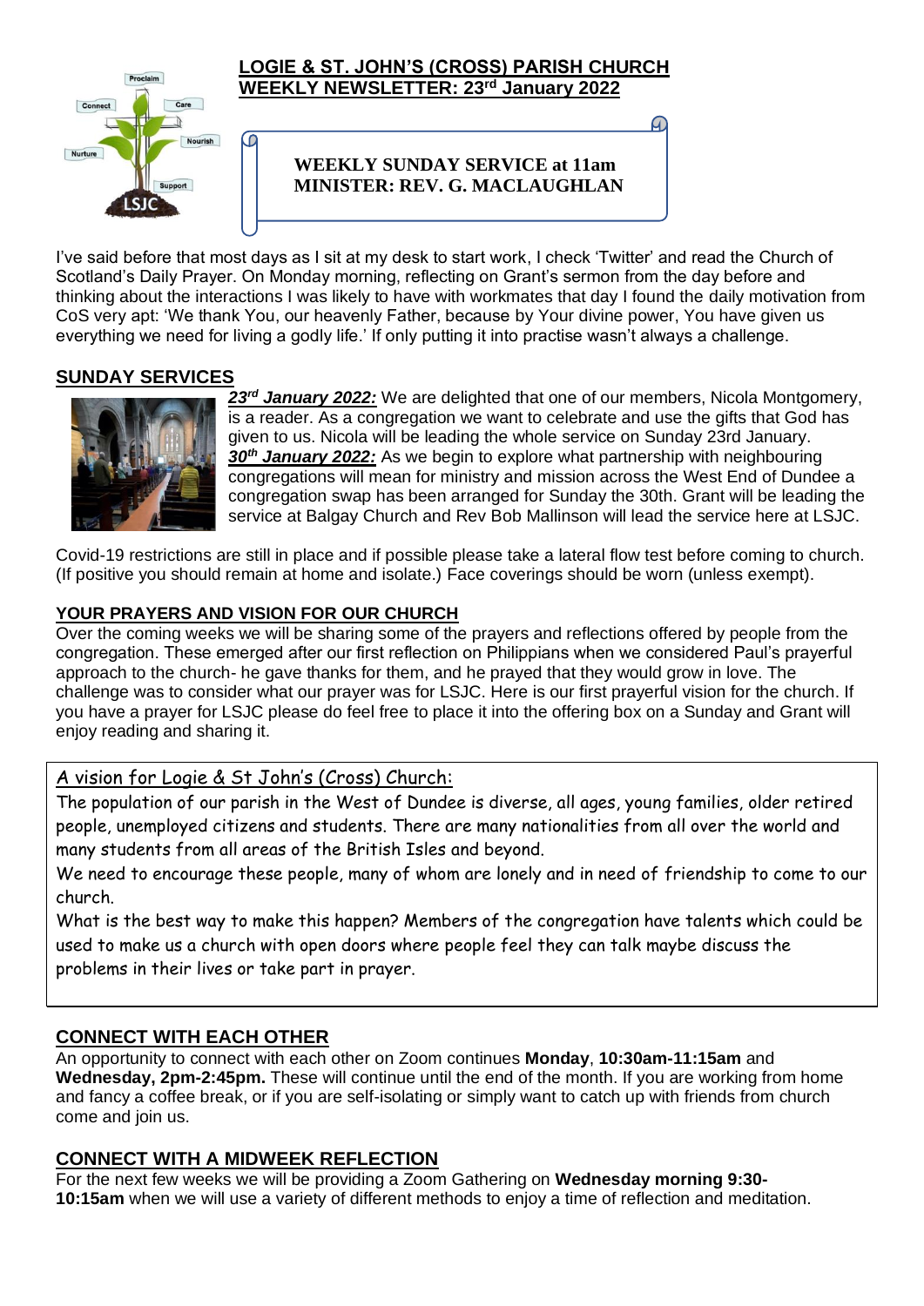# LOGIE & ST. JOHN'S (CROSS) PARISH CHURCH
## WEEKLY NEWSLETTER: 23rd January 2022

**WEEKLY SUNDAY SERVICE at 11am**
**MINISTER: REV. G. MACLAUGHLAN**

I've said before that most days as I sit at my desk to start work, I check 'Twitter' and read the Church of Scotland's Daily Prayer. On Monday morning, reflecting on Grant's sermon from the day before and thinking about the interactions I was likely to have with workmates that day I found the daily motivation from CoS very apt: 'We thank You, our heavenly Father, because by Your divine power, You have given us everything we need for living a godly life.' If only putting it into practise wasn't always a challenge.

## SUNDAY SERVICES

***23rd January 2022:*** We are delighted that one of our members, Nicola Montgomery, is a reader. As a congregation we want to celebrate and use the gifts that God has given to us. Nicola will be leading the whole service on Sunday 23rd January.
***30th January 2022:*** As we begin to explore what partnership with neighbouring congregations will mean for ministry and mission across the West End of Dundee a congregation swap has been arranged for Sunday the 30th. Grant will be leading the service at Balgay Church and Rev Bob Mallinson will lead the service here at LSJC.

Covid-19 restrictions are still in place and if possible please take a lateral flow test before coming to church. (If positive you should remain at home and isolate.) Face coverings should be worn (unless exempt).

## YOUR PRAYERS AND VISION FOR OUR CHURCH

Over the coming weeks we will be sharing some of the prayers and reflections offered by people from the congregation. These emerged after our first reflection on Philippians when we considered Paul's prayerful approach to the church- he gave thanks for them, and he prayed that they would grow in love. The challenge was to consider what our prayer was for LSJC. Here is our first prayerful vision for the church. If you have a prayer for LSJC please do feel free to place it into the offering box on a Sunday and Grant will enjoy reading and sharing it.

### A vision for Logie & St John's (Cross) Church:

The population of our parish in the West of Dundee is diverse, all ages, young families, older retired people, unemployed citizens and students. There are many nationalities from all over the world and many students from all areas of the British Isles and beyond.

We need to encourage these people, many of whom are lonely and in need of friendship to come to our church.

What is the best way to make this happen? Members of the congregation have talents which could be used to make us a church with open doors where people feel they can talk maybe discuss the problems in their lives or take part in prayer.

## CONNECT WITH EACH OTHER

An opportunity to connect with each other on Zoom continues **Monday**, **10:30am-11:15am** and **Wednesday, 2pm-2:45pm.** These will continue until the end of the month. If you are working from home and fancy a coffee break, or if you are self-isolating or simply want to catch up with friends from church come and join us.

## CONNECT WITH A MIDWEEK REFLECTION

For the next few weeks we will be providing a Zoom Gathering on **Wednesday morning 9:30-10:15am** when we will use a variety of different methods to enjoy a time of reflection and meditation.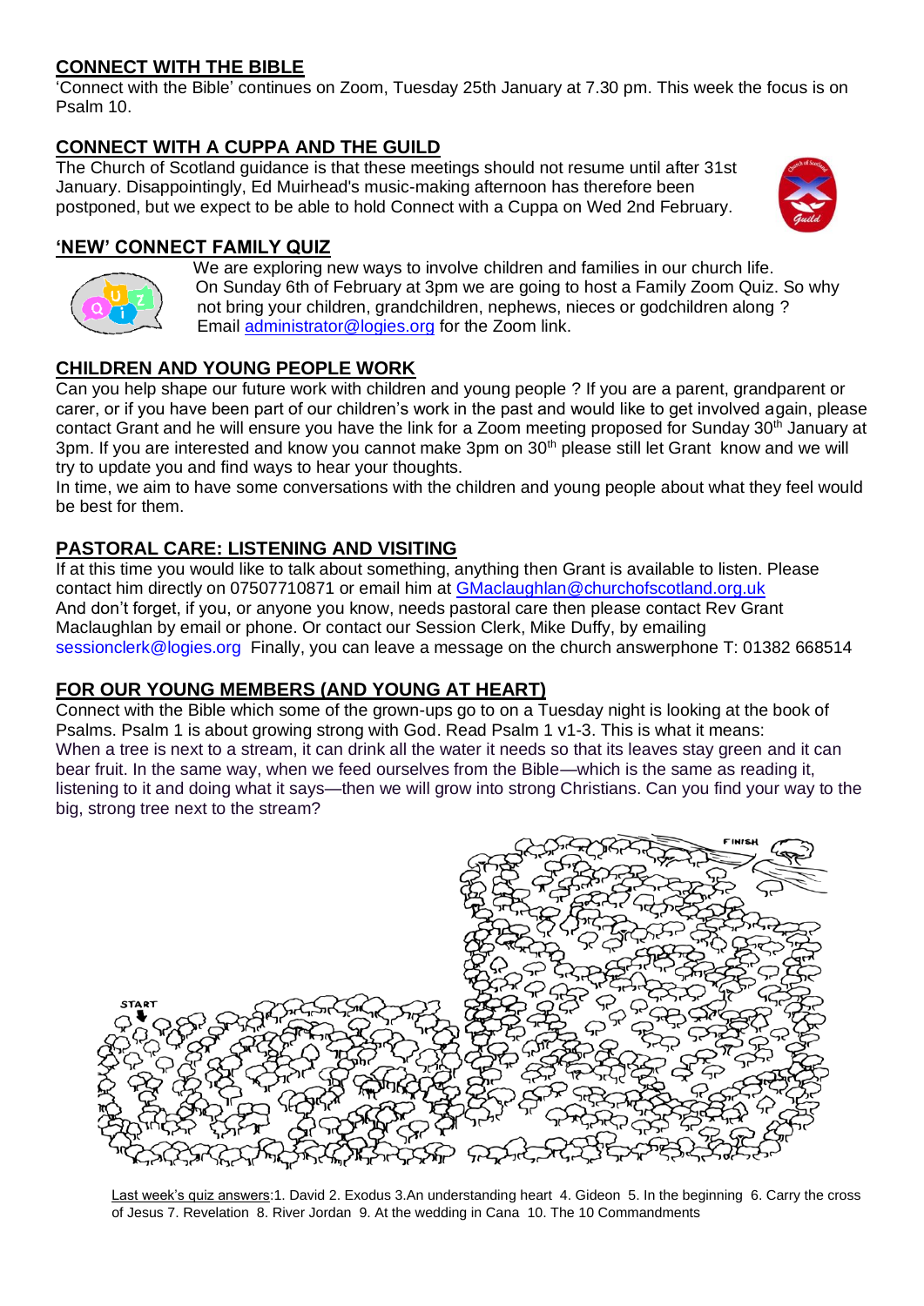## CONNECT WITH THE BIBLE

'Connect with the Bible' continues on Zoom, Tuesday 25th January at 7.30 pm. This week the focus is on Psalm 10.

## CONNECT WITH A CUPPA AND THE GUILD

The Church of Scotland guidance is that these meetings should not resume until after 31st January. Disappointingly, Ed Muirhead's music-making afternoon has therefore been postponed, but we expect to be able to hold Connect with a Cuppa on Wed 2nd February.

## 'NEW' CONNECT FAMILY QUIZ

We are exploring new ways to involve children and families in our church life. On Sunday 6th of February at 3pm we are going to host a Family Zoom Quiz. So why not bring your children, grandchildren, nephews, nieces or godchildren along ? Email administrator@logies.org for the Zoom link.

## CHILDREN AND YOUNG PEOPLE WORK

Can you help shape our future work with children and young people ? If you are a parent, grandparent or carer, or if you have been part of our children's work in the past and would like to get involved again, please contact Grant and he will ensure you have the link for a Zoom meeting proposed for Sunday 30th January at 3pm. If you are interested and know you cannot make 3pm on 30th please still let Grant know and we will try to update you and find ways to hear your thoughts.

In time, we aim to have some conversations with the children and young people about what they feel would be best for them.

## PASTORAL CARE: LISTENING AND VISITING

If at this time you would like to talk about something, anything then Grant is available to listen. Please contact him directly on 07507710871 or email him at GMaclaughlan@churchofscotland.org.uk

And don't forget, if you, or anyone you know, needs pastoral care then please contact Rev Grant Maclaughlan by email or phone. Or contact our Session Clerk, Mike Duffy, by emailing sessionclerk@logies.org Finally, you can leave a message on the church answerphone T: 01382 668514

## FOR OUR YOUNG MEMBERS (AND YOUNG AT HEART)

Connect with the Bible which some of the grown-ups go to on a Tuesday night is looking at the book of Psalms. Psalm 1 is about growing strong with God. Read Psalm 1 v1-3. This is what it means:

When a tree is next to a stream, it can drink all the water it needs so that its leaves stay green and it can bear fruit. In the same way, when we feed ourselves from the Bible—which is the same as reading it, listening to it and doing what it says—then we will grow into strong Christians. Can you find your way to the big, strong tree next to the stream?

START

FINISH

Last week's quiz answers:1. David 2. Exodus 3.An understanding heart 4. Gideon 5. In the beginning 6. Carry the cross of Jesus 7. Revelation 8. River Jordan 9. At the wedding in Cana 10. The 10 Commandments